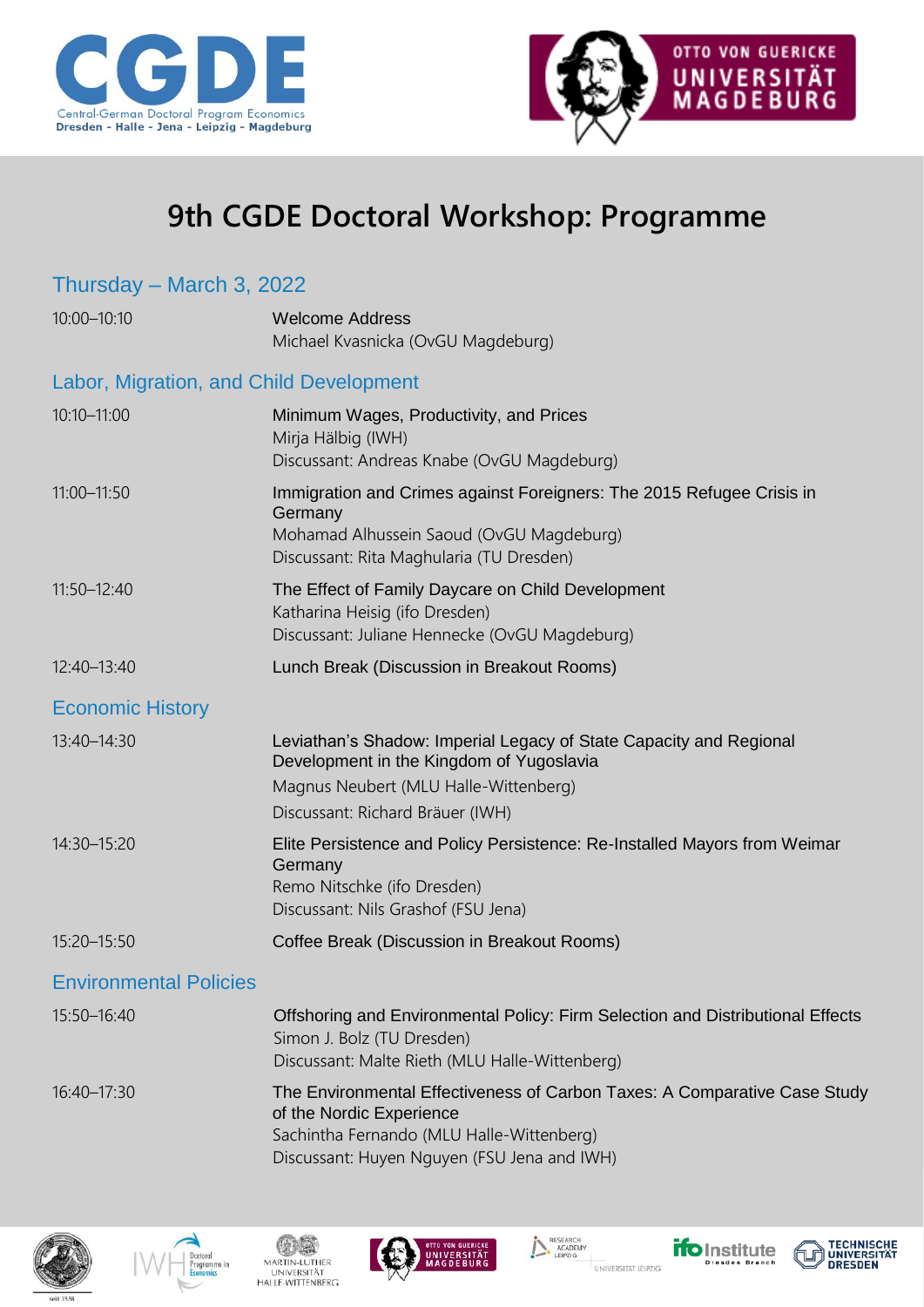# 9th CGDE Doctoral Workshop: Programme

## Thursday – March 3, 2022

| | |
|---|---|
| 10:00–10:10 | Welcome Address<br>Michael Kvasnicka (OvGU Magdeburg) |

### Labor, Migration, and Child Development

| | |
|---|---|
| 10:10–11:00 | Minimum Wages, Productivity, and Prices<br>Mirja Hälbig (IWH)<br>Discussant: Andreas Knabe (OvGU Magdeburg) |
| 11:00–11:50 | Immigration and Crimes against Foreigners: The 2015 Refugee Crisis in Germany<br>Mohamad Alhussein Saoud (OvGU Magdeburg)<br>Discussant: Rita Maghularia (TU Dresden) |
| 11:50–12:40 | The Effect of Family Daycare on Child Development<br>Katharina Heisig (ifo Dresden)<br>Discussant: Juliane Hennecke (OvGU Magdeburg) |
| 12:40–13:40 | Lunch Break (Discussion in Breakout Rooms) |

### Economic History

| | |
|---|---|
| 13:40–14:30 | Leviathan's Shadow: Imperial Legacy of State Capacity and Regional Development in the Kingdom of Yugoslavia<br>Magnus Neubert (MLU Halle-Wittenberg)<br>Discussant: Richard Bräuer (IWH) |
| 14:30–15:20 | Elite Persistence and Policy Persistence: Re-Installed Mayors from Weimar Germany<br>Remo Nitschke (ifo Dresden)<br>Discussant: Nils Grashof (FSU Jena) |
| 15:20–15:50 | Coffee Break (Discussion in Breakout Rooms) |

### Environmental Policies

| | |
|---|---|
| 15:50–16:40 | Offshoring and Environmental Policy: Firm Selection and Distributional Effects<br>Simon J. Bolz (TU Dresden)<br>Discussant: Malte Rieth (MLU Halle-Wittenberg) |
| 16:40–17:30 | The Environmental Effectiveness of Carbon Taxes: A Comparative Case Study of the Nordic Experience<br>Sachintha Fernando (MLU Halle-Wittenberg)<br>Discussant: Huyen Nguyen (FSU Jena and IWH) |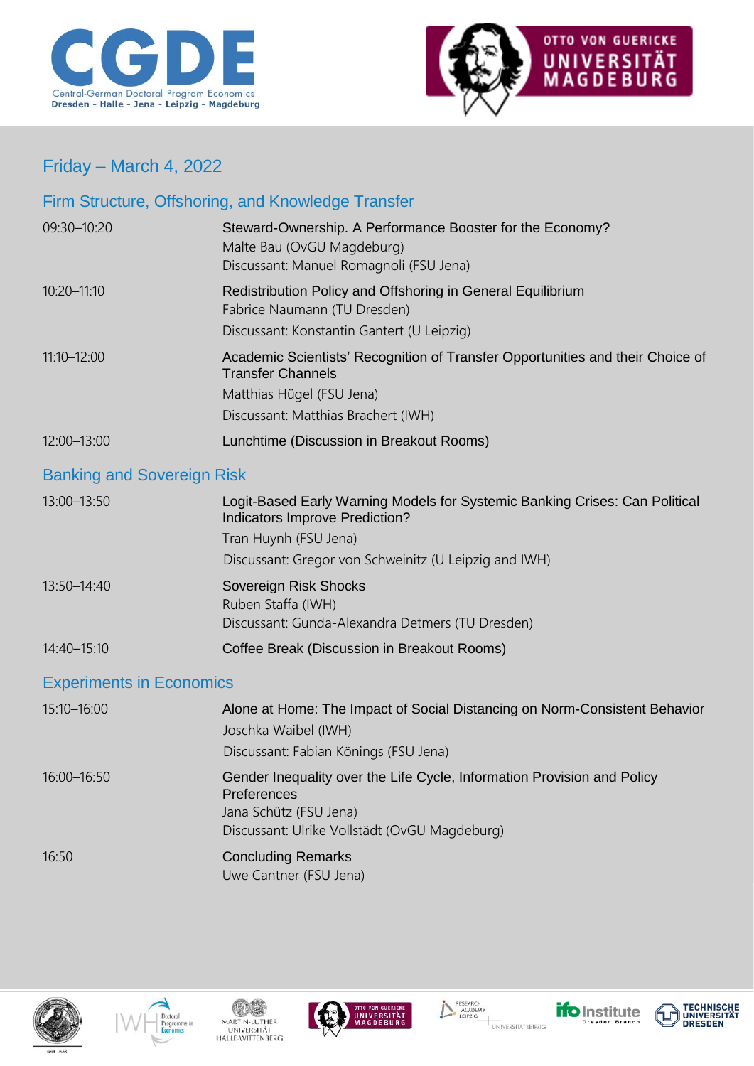## Friday – March 4, 2022

### Firm Structure, Offshoring, and Knowledge Transfer

| | |
|---|---|
| 09:30–10:20 | Steward-Ownership. A Performance Booster for the Economy?<br>Malte Bau (OvGU Magdeburg)<br>Discussant: Manuel Romagnoli (FSU Jena) |
| 10:20–11:10 | Redistribution Policy and Offshoring in General Equilibrium<br>Fabrice Naumann (TU Dresden)<br>Discussant: Konstantin Gantert (U Leipzig) |
| 11:10–12:00 | Academic Scientists' Recognition of Transfer Opportunities and their Choice of Transfer Channels<br>Matthias Hügel (FSU Jena)<br>Discussant: Matthias Brachert (IWH) |
| 12:00–13:00 | Lunchtime (Discussion in Breakout Rooms) |

### Banking and Sovereign Risk

| | |
|---|---|
| 13:00–13:50 | Logit-Based Early Warning Models for Systemic Banking Crises: Can Political Indicators Improve Prediction?<br>Tran Huynh (FSU Jena)<br>Discussant: Gregor von Schweinitz (U Leipzig and IWH) |
| 13:50–14:40 | Sovereign Risk Shocks<br>Ruben Staffa (IWH)<br>Discussant: Gunda-Alexandra Detmers (TU Dresden) |
| 14:40–15:10 | Coffee Break (Discussion in Breakout Rooms) |

### Experiments in Economics

| | |
|---|---|
| 15:10–16:00 | Alone at Home: The Impact of Social Distancing on Norm-Consistent Behavior<br>Joschka Waibel (IWH)<br>Discussant: Fabian Könings (FSU Jena) |
| 16:00–16:50 | Gender Inequality over the Life Cycle, Information Provision and Policy Preferences<br>Jana Schütz (FSU Jena)<br>Discussant: Ulrike Vollstädt (OvGU Magdeburg) |
| 16:50 | Concluding Remarks<br>Uwe Cantner (FSU Jena) |